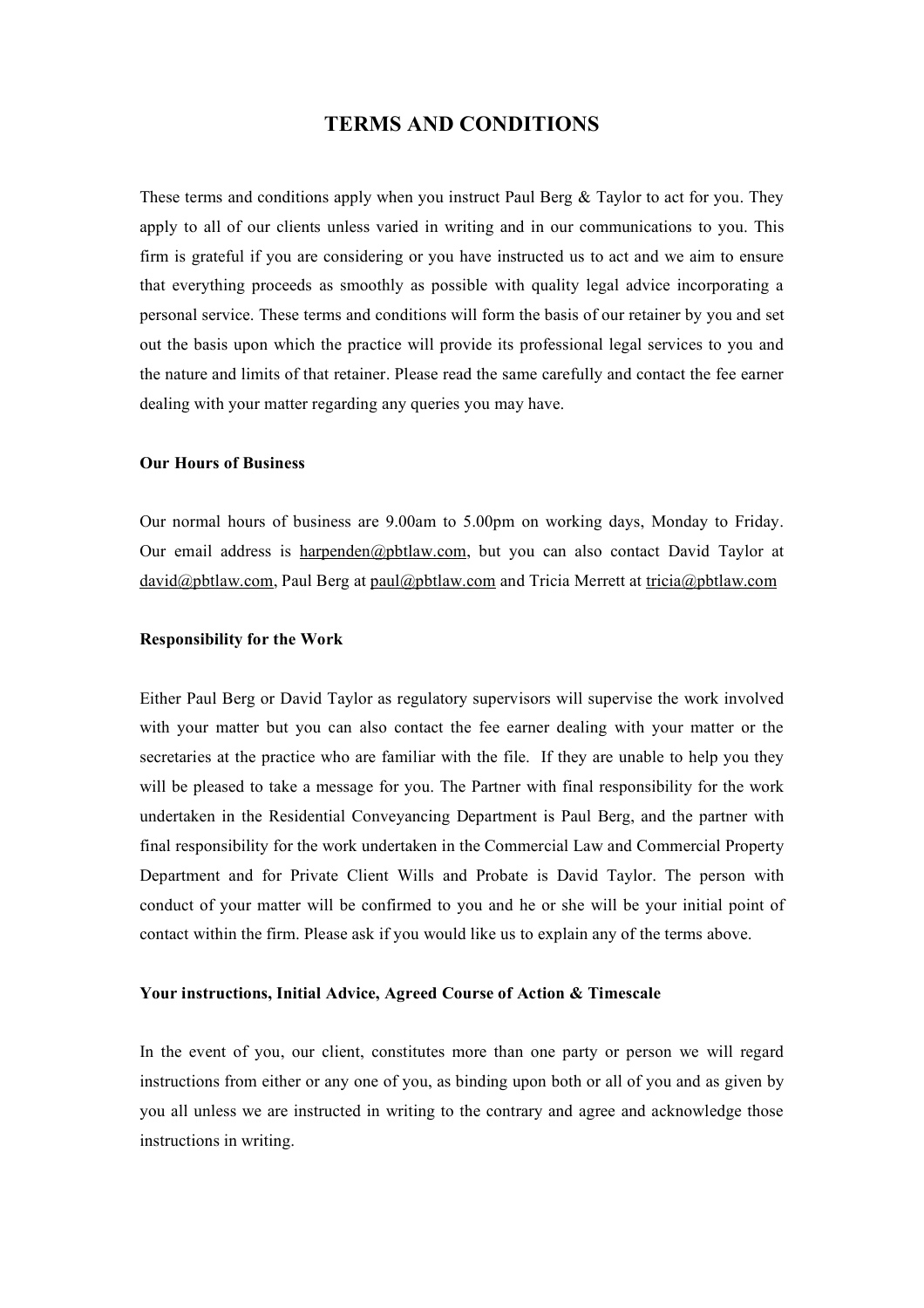# TERMS AND CONDITIONS

These terms and conditions apply when you instruct Paul Berg & Taylor to act for you. They apply to all of our clients unless varied in writing and in our communications to you. This firm is grateful if you are considering or you have instructed us to act and we aim to ensure that everything proceeds as smoothly as possible with quality legal advice incorporating a personal service. These terms and conditions will form the basis of our retainer by you and set out the basis upon which the practice will provide its professional legal services to you and the nature and limits of that retainer. Please read the same carefully and contact the fee earner dealing with your matter regarding any queries you may have.

**Our Hours of Business**

Our normal hours of business are 9.00am to 5.00pm on working days, Monday to Friday. Our email address is harpenden@pbtlaw.com, but you can also contact David Taylor at david@pbtlaw.com, Paul Berg at paul@pbtlaw.com and Tricia Merrett at tricia@pbtlaw.com

**Responsibility for the Work**

Either Paul Berg or David Taylor as regulatory supervisors will supervise the work involved with your matter but you can also contact the fee earner dealing with your matter or the secretaries at the practice who are familiar with the file. If they are unable to help you they will be pleased to take a message for you. The Partner with final responsibility for the work undertaken in the Residential Conveyancing Department is Paul Berg, and the partner with final responsibility for the work undertaken in the Commercial Law and Commercial Property Department and for Private Client Wills and Probate is David Taylor. The person with conduct of your matter will be confirmed to you and he or she will be your initial point of contact within the firm. Please ask if you would like us to explain any of the terms above.

**Your instructions, Initial Advice, Agreed Course of Action & Timescale**

In the event of you, our client, constitutes more than one party or person we will regard instructions from either or any one of you, as binding upon both or all of you and as given by you all unless we are instructed in writing to the contrary and agree and acknowledge those instructions in writing.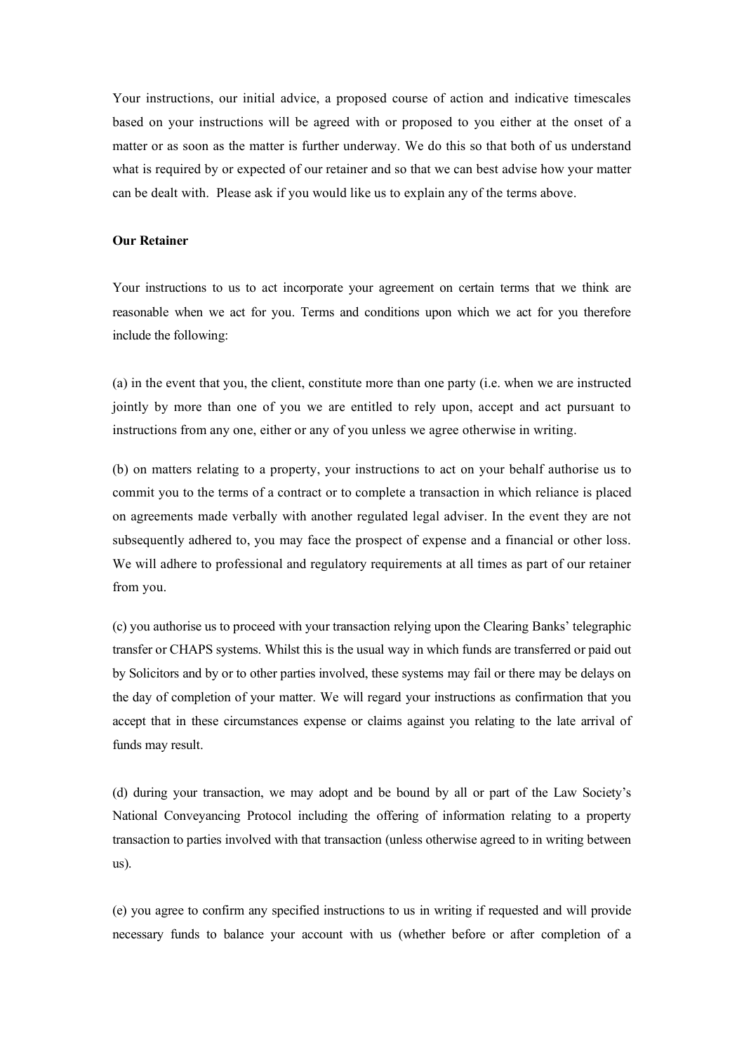Your instructions, our initial advice, a proposed course of action and indicative timescales based on your instructions will be agreed with or proposed to you either at the onset of a matter or as soon as the matter is further underway. We do this so that both of us understand what is required by or expected of our retainer and so that we can best advise how your matter can be dealt with. Please ask if you would like us to explain any of the terms above.

**Our Retainer**

Your instructions to us to act incorporate your agreement on certain terms that we think are reasonable when we act for you. Terms and conditions upon which we act for you therefore include the following:

(a) in the event that you, the client, constitute more than one party (i.e. when we are instructed jointly by more than one of you we are entitled to rely upon, accept and act pursuant to instructions from any one, either or any of you unless we agree otherwise in writing.

(b) on matters relating to a property, your instructions to act on your behalf authorise us to commit you to the terms of a contract or to complete a transaction in which reliance is placed on agreements made verbally with another regulated legal adviser. In the event they are not subsequently adhered to, you may face the prospect of expense and a financial or other loss. We will adhere to professional and regulatory requirements at all times as part of our retainer from you.

(c) you authorise us to proceed with your transaction relying upon the Clearing Banks' telegraphic transfer or CHAPS systems. Whilst this is the usual way in which funds are transferred or paid out by Solicitors and by or to other parties involved, these systems may fail or there may be delays on the day of completion of your matter. We will regard your instructions as confirmation that you accept that in these circumstances expense or claims against you relating to the late arrival of funds may result.

(d) during your transaction, we may adopt and be bound by all or part of the Law Society's National Conveyancing Protocol including the offering of information relating to a property transaction to parties involved with that transaction (unless otherwise agreed to in writing between us).

(e) you agree to confirm any specified instructions to us in writing if requested and will provide necessary funds to balance your account with us (whether before or after completion of a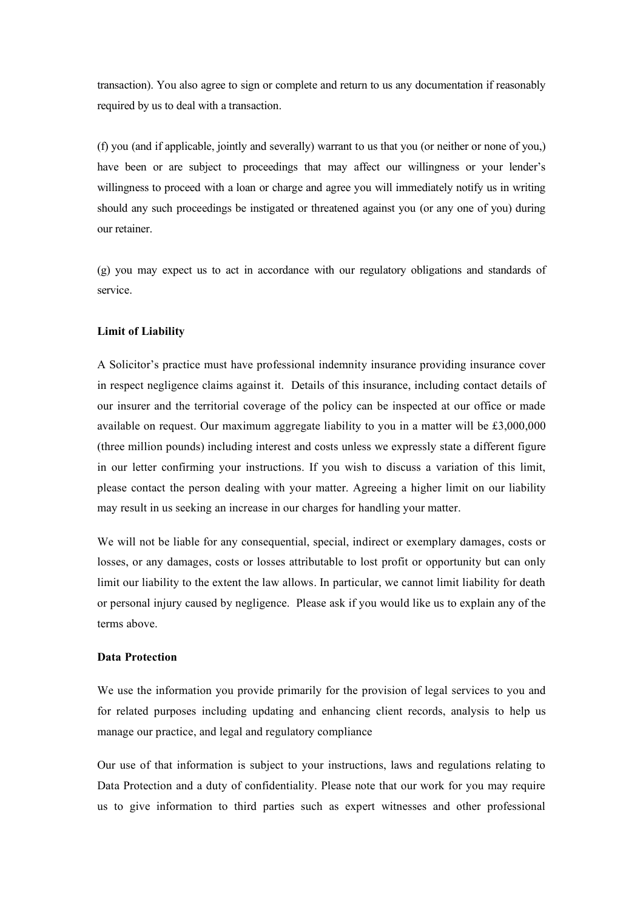transaction). You also agree to sign or complete and return to us any documentation if reasonably required by us to deal with a transaction.

(f) you (and if applicable, jointly and severally) warrant to us that you (or neither or none of you,) have been or are subject to proceedings that may affect our willingness or your lender's willingness to proceed with a loan or charge and agree you will immediately notify us in writing should any such proceedings be instigated or threatened against you (or any one of you) during our retainer.

(g) you may expect us to act in accordance with our regulatory obligations and standards of service.

**Limit of Liability**

A Solicitor's practice must have professional indemnity insurance providing insurance cover in respect negligence claims against it. Details of this insurance, including contact details of our insurer and the territorial coverage of the policy can be inspected at our office or made available on request. Our maximum aggregate liability to you in a matter will be £3,000,000 (three million pounds) including interest and costs unless we expressly state a different figure in our letter confirming your instructions. If you wish to discuss a variation of this limit, please contact the person dealing with your matter. Agreeing a higher limit on our liability may result in us seeking an increase in our charges for handling your matter.

We will not be liable for any consequential, special, indirect or exemplary damages, costs or losses, or any damages, costs or losses attributable to lost profit or opportunity but can only limit our liability to the extent the law allows. In particular, we cannot limit liability for death or personal injury caused by negligence. Please ask if you would like us to explain any of the terms above.

**Data Protection**

We use the information you provide primarily for the provision of legal services to you and for related purposes including updating and enhancing client records, analysis to help us manage our practice, and legal and regulatory compliance

Our use of that information is subject to your instructions, laws and regulations relating to Data Protection and a duty of confidentiality. Please note that our work for you may require us to give information to third parties such as expert witnesses and other professional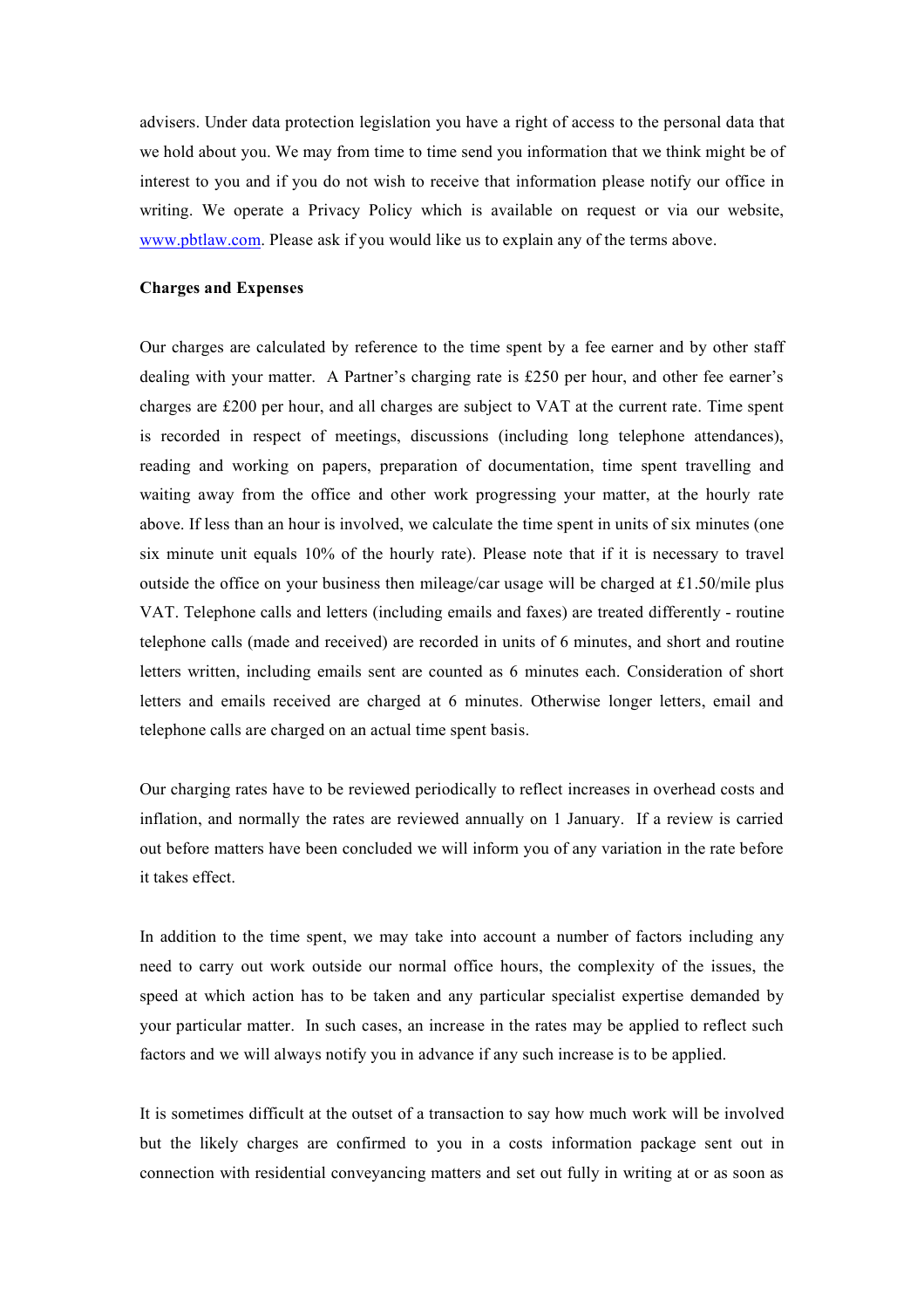advisers. Under data protection legislation you have a right of access to the personal data that we hold about you. We may from time to time send you information that we think might be of interest to you and if you do not wish to receive that information please notify our office in writing. We operate a Privacy Policy which is available on request or via our website, [www.pbtlaw.com](http://www.pbtlaw.com). Please ask if you would like us to explain any of the terms above.

**Charges and Expenses**

Our charges are calculated by reference to the time spent by a fee earner and by other staff dealing with your matter. A Partner's charging rate is £250 per hour, and other fee earner's charges are £200 per hour, and all charges are subject to VAT at the current rate. Time spent is recorded in respect of meetings, discussions (including long telephone attendances), reading and working on papers, preparation of documentation, time spent travelling and waiting away from the office and other work progressing your matter, at the hourly rate above. If less than an hour is involved, we calculate the time spent in units of six minutes (one six minute unit equals 10% of the hourly rate). Please note that if it is necessary to travel outside the office on your business then mileage/car usage will be charged at £1.50/mile plus VAT. Telephone calls and letters (including emails and faxes) are treated differently - routine telephone calls (made and received) are recorded in units of 6 minutes, and short and routine letters written, including emails sent are counted as 6 minutes each. Consideration of short letters and emails received are charged at 6 minutes. Otherwise longer letters, email and telephone calls are charged on an actual time spent basis.

Our charging rates have to be reviewed periodically to reflect increases in overhead costs and inflation, and normally the rates are reviewed annually on 1 January. If a review is carried out before matters have been concluded we will inform you of any variation in the rate before it takes effect.

In addition to the time spent, we may take into account a number of factors including any need to carry out work outside our normal office hours, the complexity of the issues, the speed at which action has to be taken and any particular specialist expertise demanded by your particular matter. In such cases, an increase in the rates may be applied to reflect such factors and we will always notify you in advance if any such increase is to be applied.

It is sometimes difficult at the outset of a transaction to say how much work will be involved but the likely charges are confirmed to you in a costs information package sent out in connection with residential conveyancing matters and set out fully in writing at or as soon as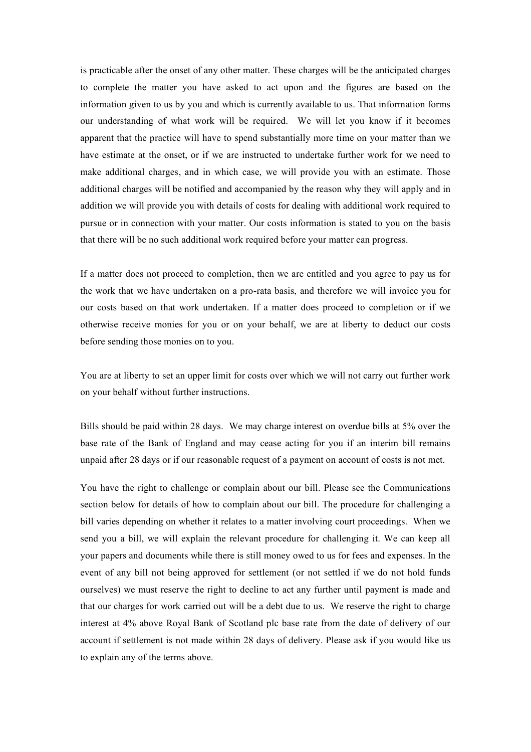is practicable after the onset of any other matter. These charges will be the anticipated charges to complete the matter you have asked to act upon and the figures are based on the information given to us by you and which is currently available to us. That information forms our understanding of what work will be required. We will let you know if it becomes apparent that the practice will have to spend substantially more time on your matter than we have estimate at the onset, or if we are instructed to undertake further work for we need to make additional charges, and in which case, we will provide you with an estimate. Those additional charges will be notified and accompanied by the reason why they will apply and in addition we will provide you with details of costs for dealing with additional work required to pursue or in connection with your matter. Our costs information is stated to you on the basis that there will be no such additional work required before your matter can progress.

If a matter does not proceed to completion, then we are entitled and you agree to pay us for the work that we have undertaken on a pro-rata basis, and therefore we will invoice you for our costs based on that work undertaken. If a matter does proceed to completion or if we otherwise receive monies for you or on your behalf, we are at liberty to deduct our costs before sending those monies on to you.

You are at liberty to set an upper limit for costs over which we will not carry out further work on your behalf without further instructions.

Bills should be paid within 28 days. We may charge interest on overdue bills at 5% over the base rate of the Bank of England and may cease acting for you if an interim bill remains unpaid after 28 days or if our reasonable request of a payment on account of costs is not met.

You have the right to challenge or complain about our bill. Please see the Communications section below for details of how to complain about our bill. The procedure for challenging a bill varies depending on whether it relates to a matter involving court proceedings. When we send you a bill, we will explain the relevant procedure for challenging it. We can keep all your papers and documents while there is still money owed to us for fees and expenses. In the event of any bill not being approved for settlement (or not settled if we do not hold funds ourselves) we must reserve the right to decline to act any further until payment is made and that our charges for work carried out will be a debt due to us. We reserve the right to charge interest at 4% above Royal Bank of Scotland plc base rate from the date of delivery of our account if settlement is not made within 28 days of delivery. Please ask if you would like us to explain any of the terms above.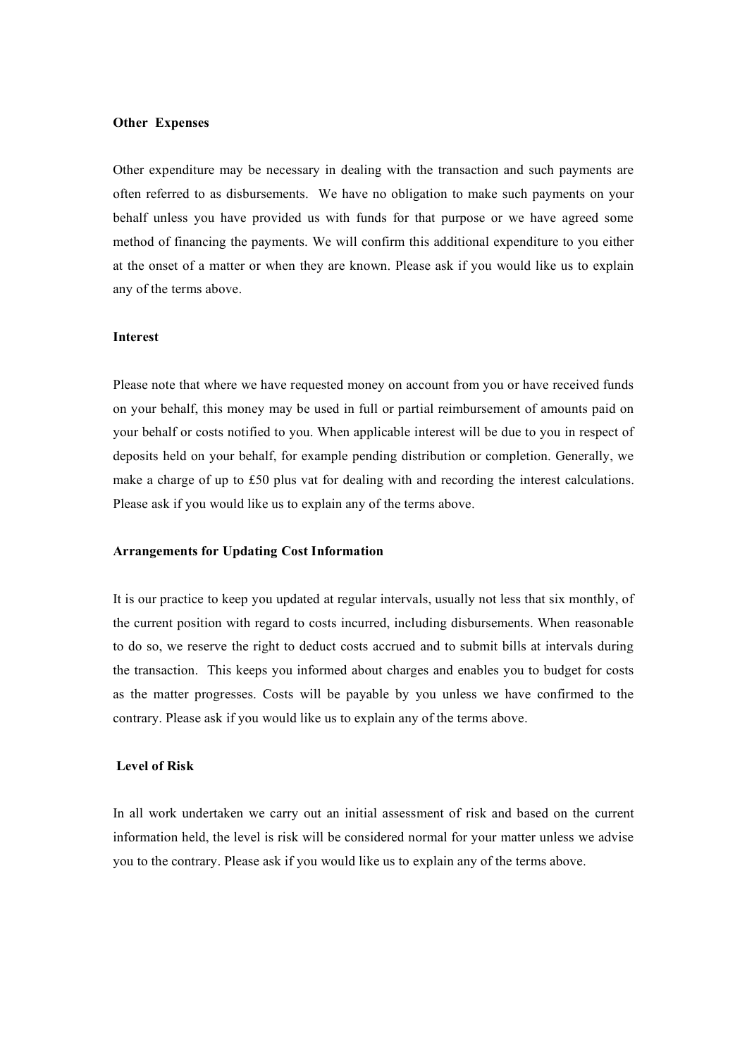**Other Expenses**

Other expenditure may be necessary in dealing with the transaction and such payments are often referred to as disbursements. We have no obligation to make such payments on your behalf unless you have provided us with funds for that purpose or we have agreed some method of financing the payments. We will confirm this additional expenditure to you either at the onset of a matter or when they are known. Please ask if you would like us to explain any of the terms above.

**Interest**

Please note that where we have requested money on account from you or have received funds on your behalf, this money may be used in full or partial reimbursement of amounts paid on your behalf or costs notified to you. When applicable interest will be due to you in respect of deposits held on your behalf, for example pending distribution or completion. Generally, we make a charge of up to £50 plus vat for dealing with and recording the interest calculations. Please ask if you would like us to explain any of the terms above.

**Arrangements for Updating Cost Information**

It is our practice to keep you updated at regular intervals, usually not less that six monthly, of the current position with regard to costs incurred, including disbursements. When reasonable to do so, we reserve the right to deduct costs accrued and to submit bills at intervals during the transaction. This keeps you informed about charges and enables you to budget for costs as the matter progresses. Costs will be payable by you unless we have confirmed to the contrary. Please ask if you would like us to explain any of the terms above.

**Level of Risk**

In all work undertaken we carry out an initial assessment of risk and based on the current information held, the level is risk will be considered normal for your matter unless we advise you to the contrary. Please ask if you would like us to explain any of the terms above.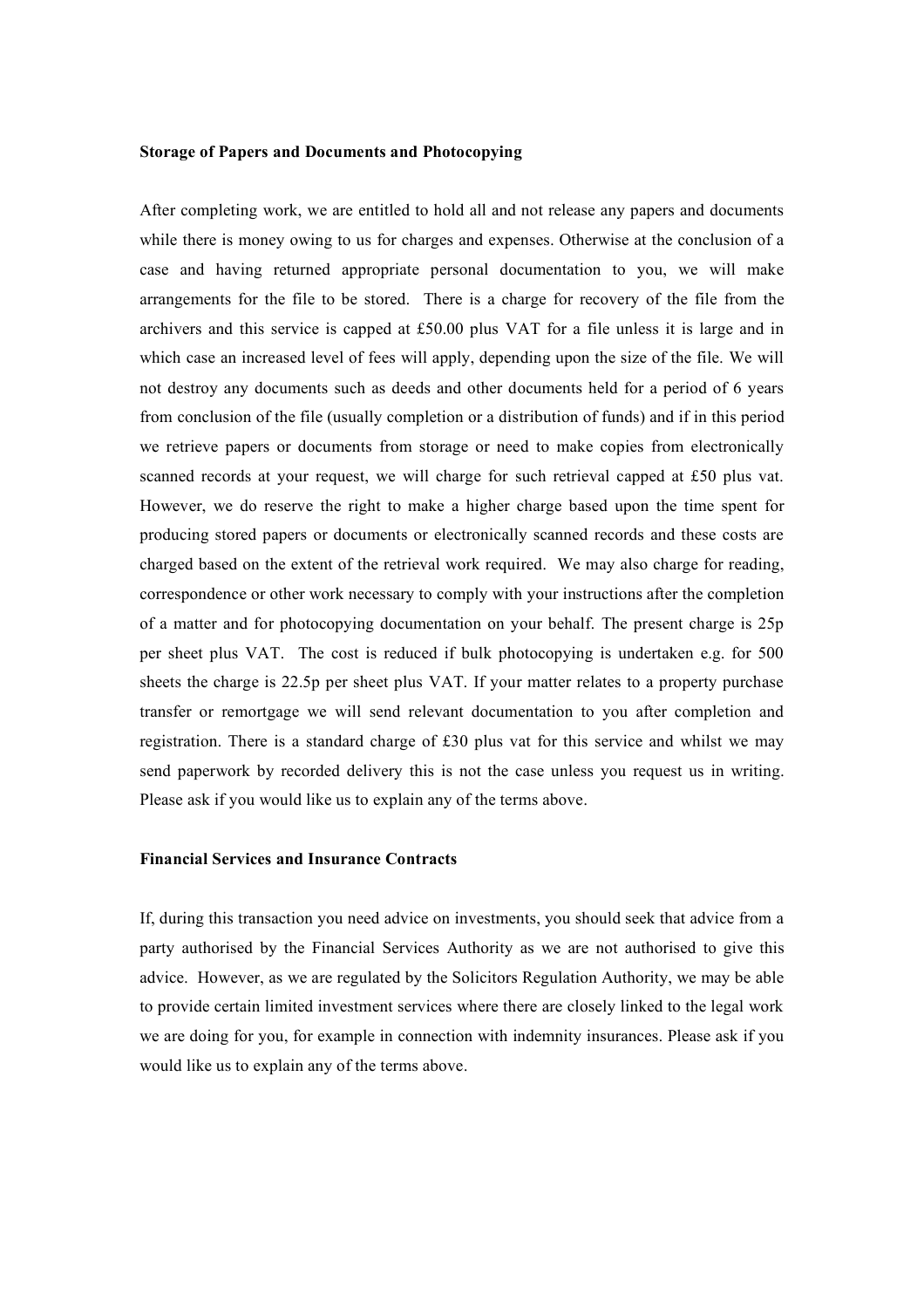**Storage of Papers and Documents and Photocopying**

After completing work, we are entitled to hold all and not release any papers and documents while there is money owing to us for charges and expenses. Otherwise at the conclusion of a case and having returned appropriate personal documentation to you, we will make arrangements for the file to be stored. There is a charge for recovery of the file from the archivers and this service is capped at £50.00 plus VAT for a file unless it is large and in which case an increased level of fees will apply, depending upon the size of the file. We will not destroy any documents such as deeds and other documents held for a period of 6 years from conclusion of the file (usually completion or a distribution of funds) and if in this period we retrieve papers or documents from storage or need to make copies from electronically scanned records at your request, we will charge for such retrieval capped at £50 plus vat. However, we do reserve the right to make a higher charge based upon the time spent for producing stored papers or documents or electronically scanned records and these costs are charged based on the extent of the retrieval work required. We may also charge for reading, correspondence or other work necessary to comply with your instructions after the completion of a matter and for photocopying documentation on your behalf. The present charge is 25p per sheet plus VAT. The cost is reduced if bulk photocopying is undertaken e.g. for 500 sheets the charge is 22.5p per sheet plus VAT. If your matter relates to a property purchase transfer or remortgage we will send relevant documentation to you after completion and registration. There is a standard charge of £30 plus vat for this service and whilst we may send paperwork by recorded delivery this is not the case unless you request us in writing. Please ask if you would like us to explain any of the terms above.

**Financial Services and Insurance Contracts**

If, during this transaction you need advice on investments, you should seek that advice from a party authorised by the Financial Services Authority as we are not authorised to give this advice. However, as we are regulated by the Solicitors Regulation Authority, we may be able to provide certain limited investment services where there are closely linked to the legal work we are doing for you, for example in connection with indemnity insurances. Please ask if you would like us to explain any of the terms above.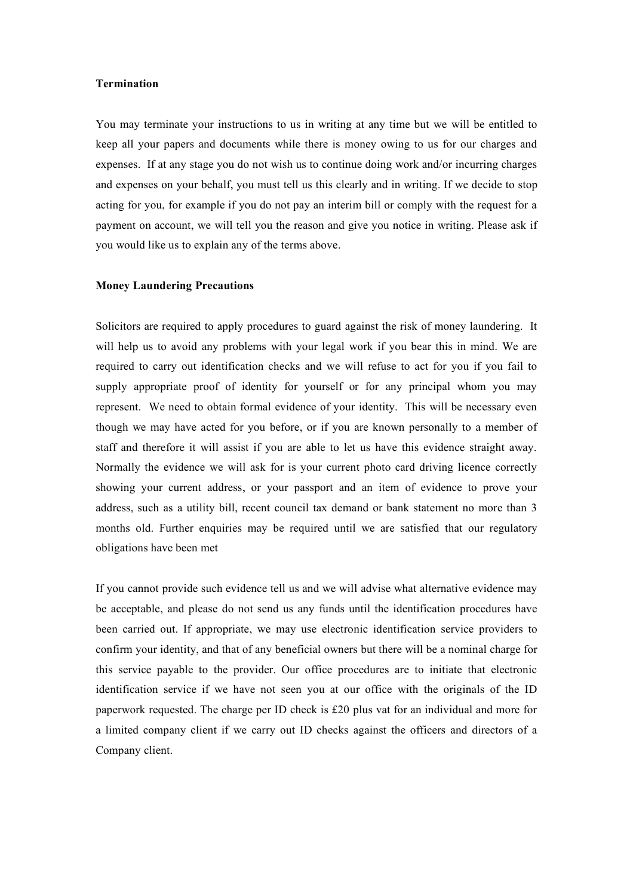**Termination**

You may terminate your instructions to us in writing at any time but we will be entitled to keep all your papers and documents while there is money owing to us for our charges and expenses. If at any stage you do not wish us to continue doing work and/or incurring charges and expenses on your behalf, you must tell us this clearly and in writing. If we decide to stop acting for you, for example if you do not pay an interim bill or comply with the request for a payment on account, we will tell you the reason and give you notice in writing. Please ask if you would like us to explain any of the terms above.

**Money Laundering Precautions**

Solicitors are required to apply procedures to guard against the risk of money laundering. It will help us to avoid any problems with your legal work if you bear this in mind. We are required to carry out identification checks and we will refuse to act for you if you fail to supply appropriate proof of identity for yourself or for any principal whom you may represent. We need to obtain formal evidence of your identity. This will be necessary even though we may have acted for you before, or if you are known personally to a member of staff and therefore it will assist if you are able to let us have this evidence straight away. Normally the evidence we will ask for is your current photo card driving licence correctly showing your current address, or your passport and an item of evidence to prove your address, such as a utility bill, recent council tax demand or bank statement no more than 3 months old. Further enquiries may be required until we are satisfied that our regulatory obligations have been met

If you cannot provide such evidence tell us and we will advise what alternative evidence may be acceptable, and please do not send us any funds until the identification procedures have been carried out. If appropriate, we may use electronic identification service providers to confirm your identity, and that of any beneficial owners but there will be a nominal charge for this service payable to the provider. Our office procedures are to initiate that electronic identification service if we have not seen you at our office with the originals of the ID paperwork requested. The charge per ID check is £20 plus vat for an individual and more for a limited company client if we carry out ID checks against the officers and directors of a Company client.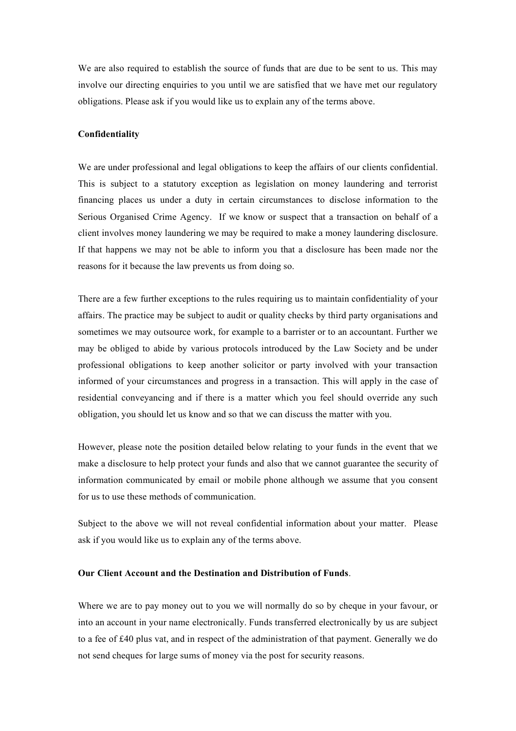We are also required to establish the source of funds that are due to be sent to us. This may involve our directing enquiries to you until we are satisfied that we have met our regulatory obligations. Please ask if you would like us to explain any of the terms above.

**Confidentiality**

We are under professional and legal obligations to keep the affairs of our clients confidential. This is subject to a statutory exception as legislation on money laundering and terrorist financing places us under a duty in certain circumstances to disclose information to the Serious Organised Crime Agency. If we know or suspect that a transaction on behalf of a client involves money laundering we may be required to make a money laundering disclosure. If that happens we may not be able to inform you that a disclosure has been made nor the reasons for it because the law prevents us from doing so.

There are a few further exceptions to the rules requiring us to maintain confidentiality of your affairs. The practice may be subject to audit or quality checks by third party organisations and sometimes we may outsource work, for example to a barrister or to an accountant. Further we may be obliged to abide by various protocols introduced by the Law Society and be under professional obligations to keep another solicitor or party involved with your transaction informed of your circumstances and progress in a transaction. This will apply in the case of residential conveyancing and if there is a matter which you feel should override any such obligation, you should let us know and so that we can discuss the matter with you.

However, please note the position detailed below relating to your funds in the event that we make a disclosure to help protect your funds and also that we cannot guarantee the security of information communicated by email or mobile phone although we assume that you consent for us to use these methods of communication.

Subject to the above we will not reveal confidential information about your matter. Please ask if you would like us to explain any of the terms above.

**Our Client Account and the Destination and Distribution of Funds**.

Where we are to pay money out to you we will normally do so by cheque in your favour, or into an account in your name electronically. Funds transferred electronically by us are subject to a fee of £40 plus vat, and in respect of the administration of that payment. Generally we do not send cheques for large sums of money via the post for security reasons.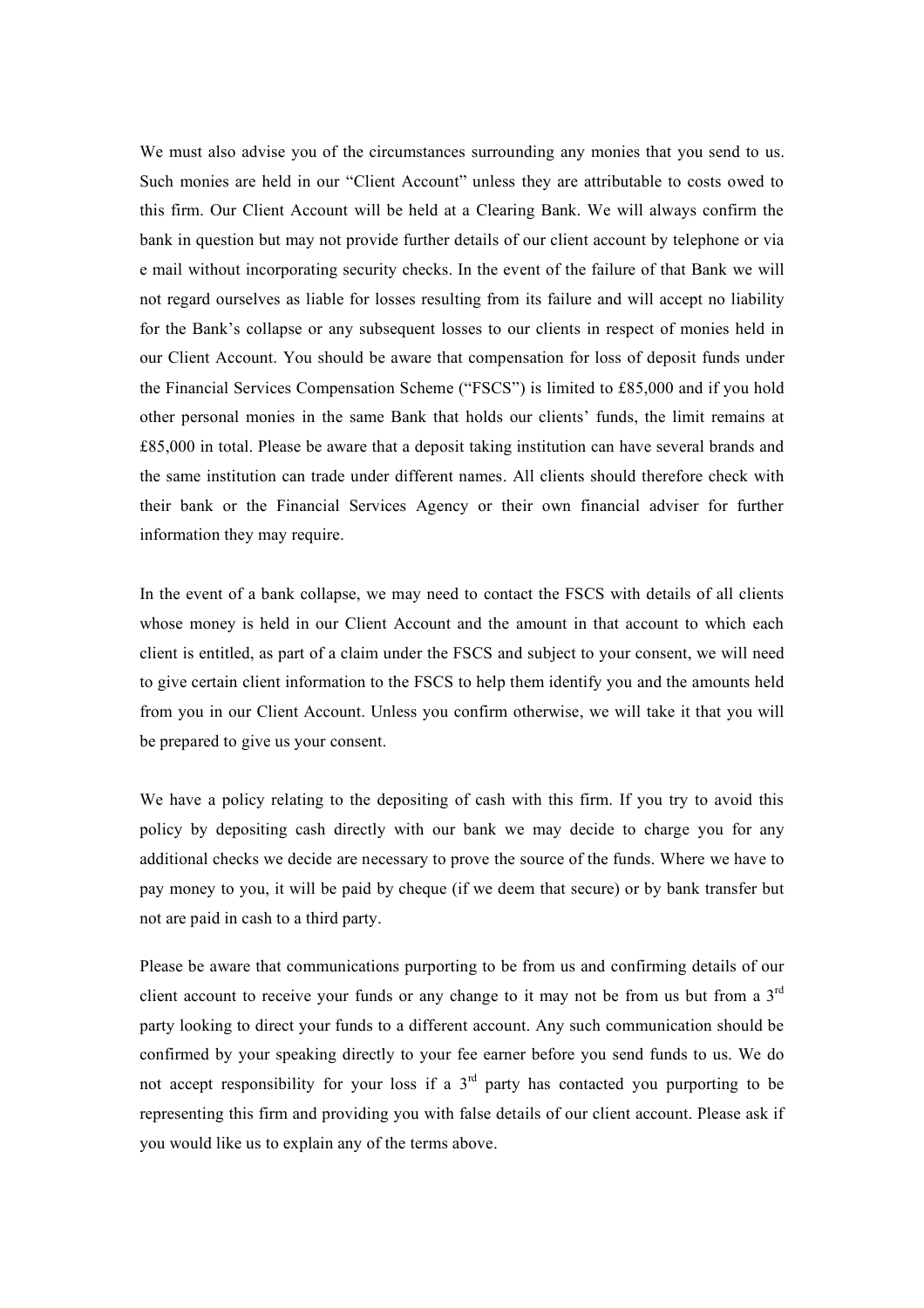We must also advise you of the circumstances surrounding any monies that you send to us. Such monies are held in our "Client Account" unless they are attributable to costs owed to this firm. Our Client Account will be held at a Clearing Bank. We will always confirm the bank in question but may not provide further details of our client account by telephone or via e mail without incorporating security checks. In the event of the failure of that Bank we will not regard ourselves as liable for losses resulting from its failure and will accept no liability for the Bank's collapse or any subsequent losses to our clients in respect of monies held in our Client Account. You should be aware that compensation for loss of deposit funds under the Financial Services Compensation Scheme ("FSCS") is limited to £85,000 and if you hold other personal monies in the same Bank that holds our clients' funds, the limit remains at £85,000 in total. Please be aware that a deposit taking institution can have several brands and the same institution can trade under different names. All clients should therefore check with their bank or the Financial Services Agency or their own financial adviser for further information they may require.

In the event of a bank collapse, we may need to contact the FSCS with details of all clients whose money is held in our Client Account and the amount in that account to which each client is entitled, as part of a claim under the FSCS and subject to your consent, we will need to give certain client information to the FSCS to help them identify you and the amounts held from you in our Client Account. Unless you confirm otherwise, we will take it that you will be prepared to give us your consent.

We have a policy relating to the depositing of cash with this firm. If you try to avoid this policy by depositing cash directly with our bank we may decide to charge you for any additional checks we decide are necessary to prove the source of the funds. Where we have to pay money to you, it will be paid by cheque (if we deem that secure) or by bank transfer but not are paid in cash to a third party.

Please be aware that communications purporting to be from us and confirming details of our client account to receive your funds or any change to it may not be from us but from a 3rd party looking to direct your funds to a different account. Any such communication should be confirmed by your speaking directly to your fee earner before you send funds to us. We do not accept responsibility for your loss if a 3rd party has contacted you purporting to be representing this firm and providing you with false details of our client account. Please ask if you would like us to explain any of the terms above.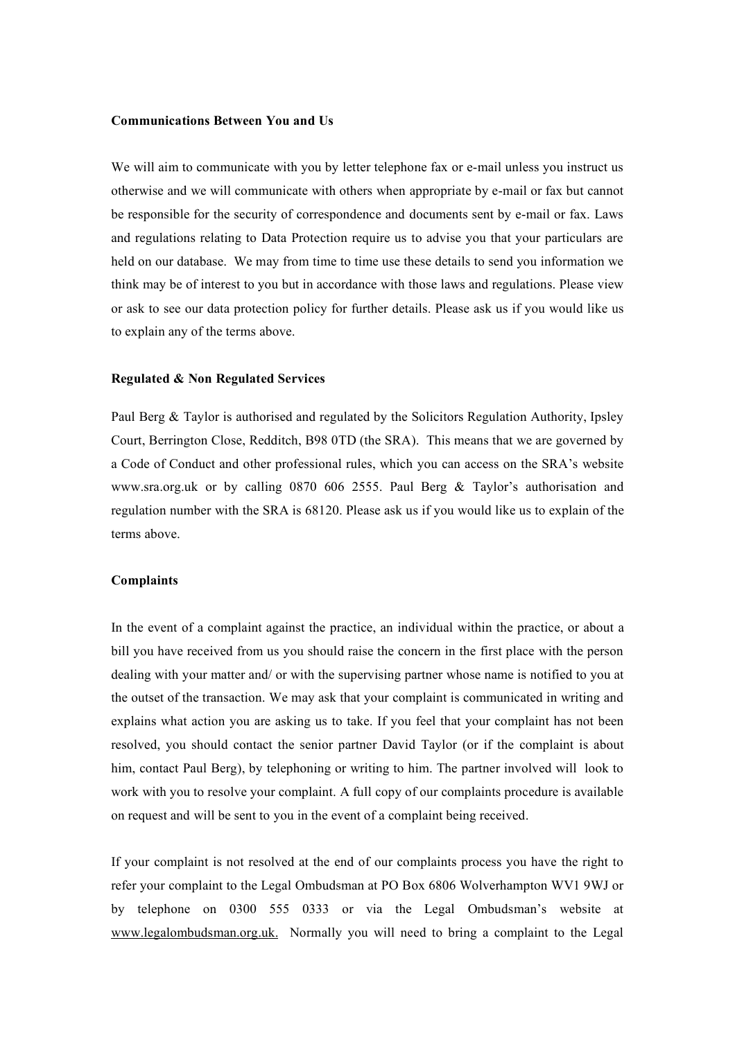**Communications Between You and Us**

We will aim to communicate with you by letter telephone fax or e-mail unless you instruct us otherwise and we will communicate with others when appropriate by e-mail or fax but cannot be responsible for the security of correspondence and documents sent by e-mail or fax. Laws and regulations relating to Data Protection require us to advise you that your particulars are held on our database. We may from time to time use these details to send you information we think may be of interest to you but in accordance with those laws and regulations. Please view or ask to see our data protection policy for further details. Please ask us if you would like us to explain any of the terms above.

**Regulated & Non Regulated Services**

Paul Berg & Taylor is authorised and regulated by the Solicitors Regulation Authority, Ipsley Court, Berrington Close, Redditch, B98 0TD (the SRA). This means that we are governed by a Code of Conduct and other professional rules, which you can access on the SRA's website www.sra.org.uk or by calling 0870 606 2555. Paul Berg & Taylor's authorisation and regulation number with the SRA is 68120. Please ask us if you would like us to explain of the terms above.

**Complaints**

In the event of a complaint against the practice, an individual within the practice, or about a bill you have received from us you should raise the concern in the first place with the person dealing with your matter and/ or with the supervising partner whose name is notified to you at the outset of the transaction. We may ask that your complaint is communicated in writing and explains what action you are asking us to take. If you feel that your complaint has not been resolved, you should contact the senior partner David Taylor (or if the complaint is about him, contact Paul Berg), by telephoning or writing to him. The partner involved will look to work with you to resolve your complaint. A full copy of our complaints procedure is available on request and will be sent to you in the event of a complaint being received.

If your complaint is not resolved at the end of our complaints process you have the right to refer your complaint to the Legal Ombudsman at PO Box 6806 Wolverhampton WV1 9WJ or by telephone on 0300 555 0333 or via the Legal Ombudsman's website at www.legalombudsman.org.uk. Normally you will need to bring a complaint to the Legal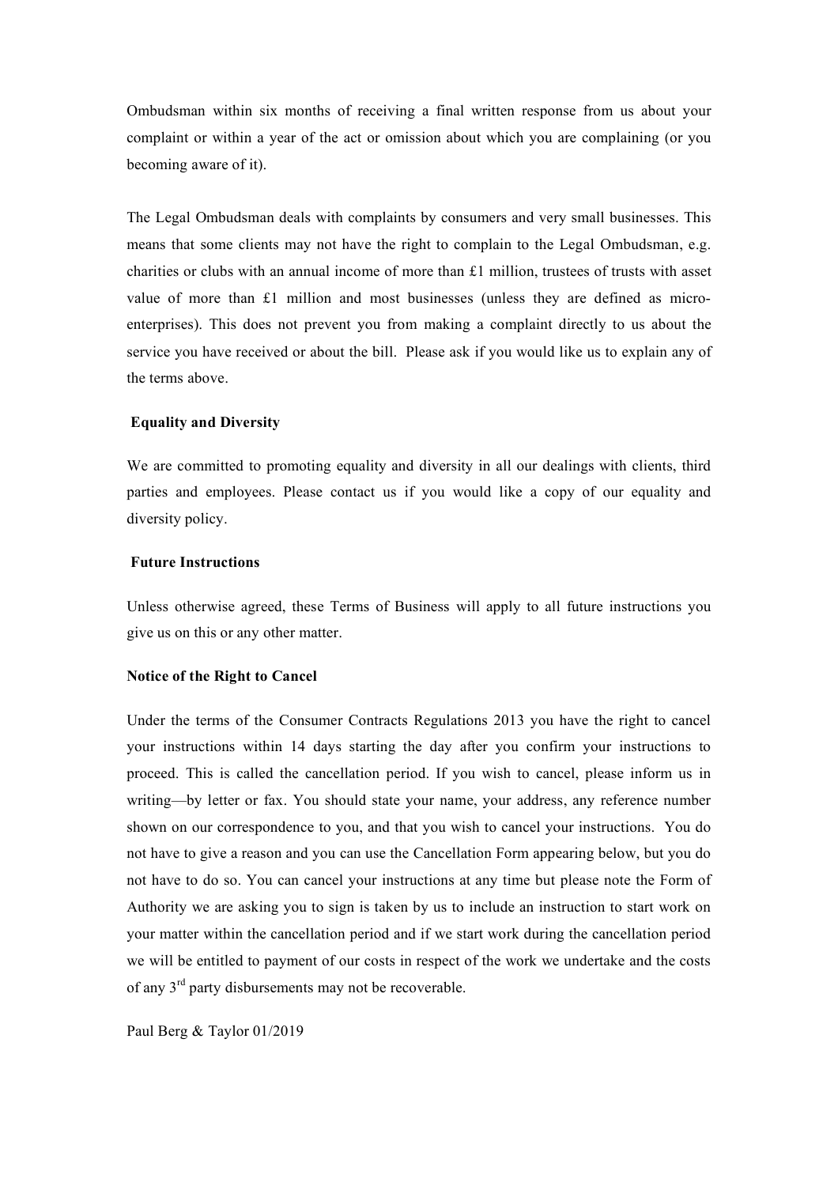Ombudsman within six months of receiving a final written response from us about your complaint or within a year of the act or omission about which you are complaining (or you becoming aware of it).

The Legal Ombudsman deals with complaints by consumers and very small businesses. This means that some clients may not have the right to complain to the Legal Ombudsman, e.g. charities or clubs with an annual income of more than £1 million, trustees of trusts with asset value of more than £1 million and most businesses (unless they are defined as micro-enterprises). This does not prevent you from making a complaint directly to us about the service you have received or about the bill. Please ask if you would like us to explain any of the terms above.

**Equality and Diversity**

We are committed to promoting equality and diversity in all our dealings with clients, third parties and employees. Please contact us if you would like a copy of our equality and diversity policy.

**Future Instructions**

Unless otherwise agreed, these Terms of Business will apply to all future instructions you give us on this or any other matter.

**Notice of the Right to Cancel**

Under the terms of the Consumer Contracts Regulations 2013 you have the right to cancel your instructions within 14 days starting the day after you confirm your instructions to proceed. This is called the cancellation period. If you wish to cancel, please inform us in writing—by letter or fax. You should state your name, your address, any reference number shown on our correspondence to you, and that you wish to cancel your instructions. You do not have to give a reason and you can use the Cancellation Form appearing below, but you do not have to do so. You can cancel your instructions at any time but please note the Form of Authority we are asking you to sign is taken by us to include an instruction to start work on your matter within the cancellation period and if we start work during the cancellation period we will be entitled to payment of our costs in respect of the work we undertake and the costs of any 3rd party disbursements may not be recoverable.

Paul Berg & Taylor 01/2019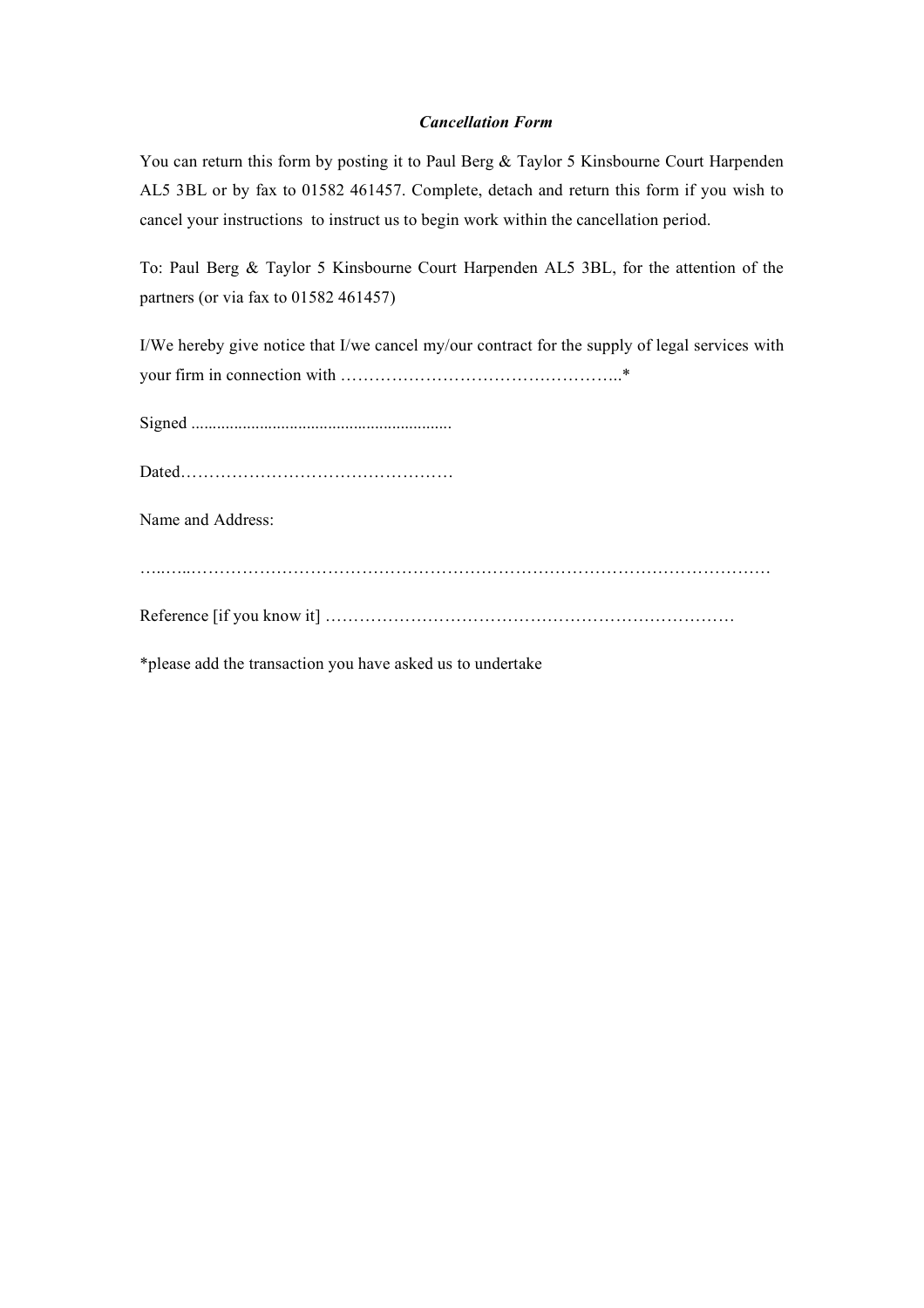*Cancellation Form*

You can return this form by posting it to Paul Berg & Taylor 5 Kinsbourne Court Harpenden AL5 3BL or by fax to 01582 461457. Complete, detach and return this form if you wish to cancel your instructions  to instruct us to begin work within the cancellation period.

To: Paul Berg & Taylor 5 Kinsbourne Court Harpenden AL5 3BL, for the attention of the partners (or via fax to 01582 461457)

I/We hereby give notice that I/we cancel my/our contract for the supply of legal services with your firm in connection with …………………………………………..*

Signed ............................................................

Dated…………………………………………

Name and Address:

…..…..………………………………………………………………………………………

Reference [if you know it] ………………………………………………………………

*please add the transaction you have asked us to undertake